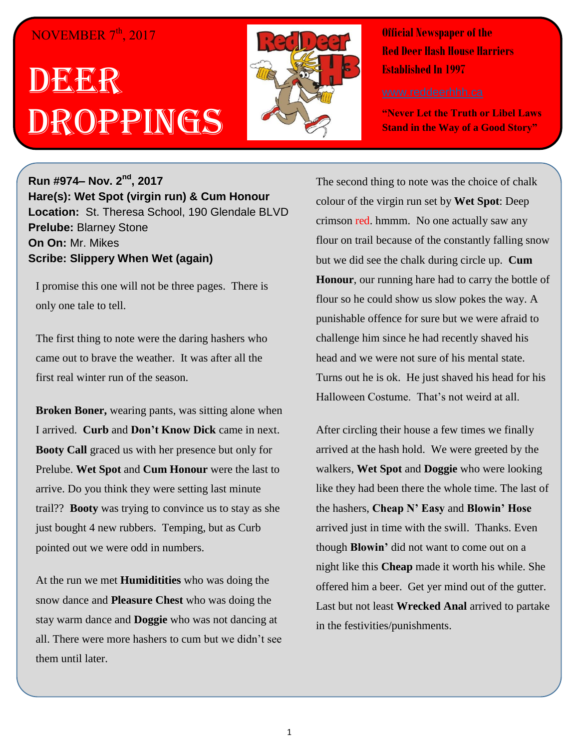NOVEMBER 7th, 2017

# DEER DROPPINGS

**Official Newspaper of the Red Deer Hash House Harriers Established In 1997**

www.reddeerhhh.ca

**"Never Let the Truth or Libel Laws Stand in the Way of a Good Story"**

**Run #974– Nov. 2nd, 2017**
**Hare(s): Wet Spot (virgin run) & Cum Honour**
**Location:** St. Theresa School, 190 Glendale BLVD
**Prelube:** Blarney Stone
**On On:** Mr. Mikes
**Scribe: Slippery When Wet (again)**

I promise this one will not be three pages. There is only one tale to tell.

The first thing to note were the daring hashers who came out to brave the weather. It was after all the first real winter run of the season.

**Broken Boner,** wearing pants, was sitting alone when I arrived. **Curb** and **Don't Know Dick** came in next. **Booty Call** graced us with her presence but only for Prelube. **Wet Spot** and **Cum Honour** were the last to arrive. Do you think they were setting last minute trail?? **Booty** was trying to convince us to stay as she just bought 4 new rubbers. Temping, but as Curb pointed out we were odd in numbers.

At the run we met **Humidititties** who was doing the snow dance and **Pleasure Chest** who was doing the stay warm dance and **Doggie** who was not dancing at all. There were more hashers to cum but we didn't see them until later.

The second thing to note was the choice of chalk colour of the virgin run set by **Wet Spot**: Deep crimson red. hmmm. No one actually saw any flour on trail because of the constantly falling snow but we did see the chalk during circle up. **Cum Honour**, our running hare had to carry the bottle of flour so he could show us slow pokes the way. A punishable offence for sure but we were afraid to challenge him since he had recently shaved his head and we were not sure of his mental state. Turns out he is ok. He just shaved his head for his Halloween Costume. That's not weird at all.

After circling their house a few times we finally arrived at the hash hold. We were greeted by the walkers, **Wet Spot** and **Doggie** who were looking like they had been there the whole time. The last of the hashers, **Cheap N' Easy** and **Blowin' Hose** arrived just in time with the swill. Thanks. Even though **Blowin'** did not want to come out on a night like this **Cheap** made it worth his while. She offered him a beer. Get yer mind out of the gutter. Last but not least **Wrecked Anal** arrived to partake in the festivities/punishments.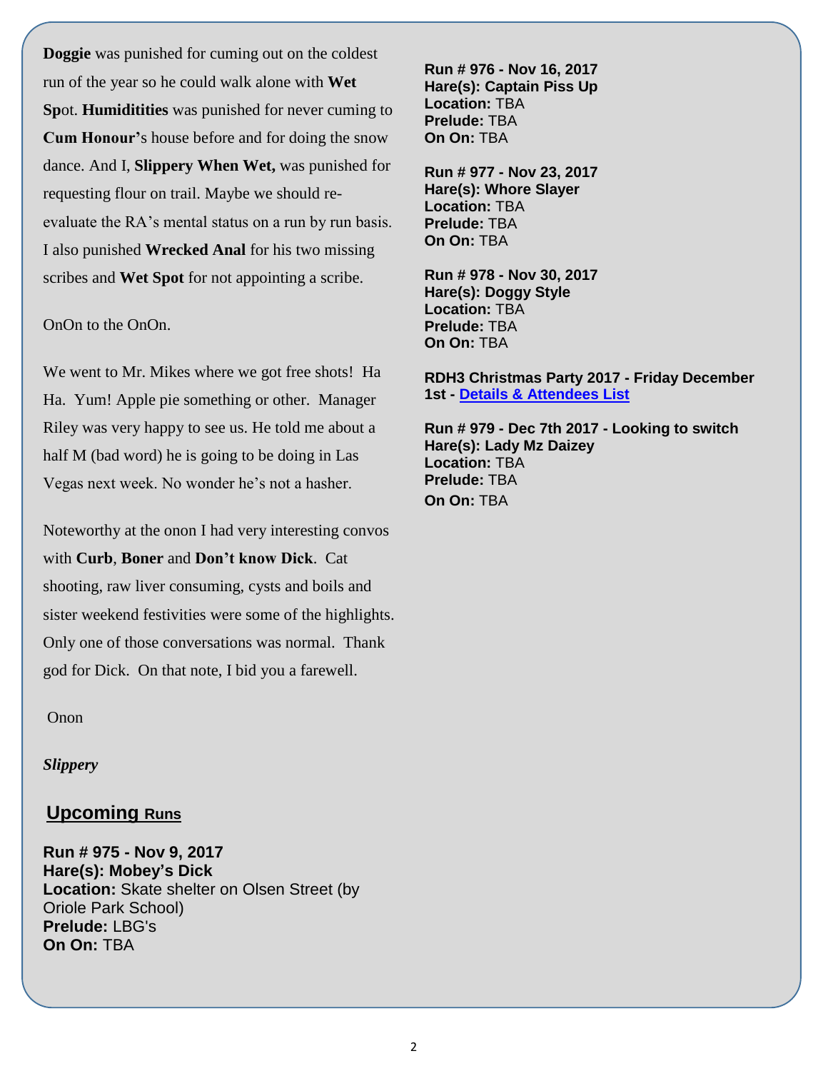**Doggie** was punished for cuming out on the coldest run of the year so he could walk alone with **Wet Sp**ot. **Humiditities** was punished for never cuming to **Cum Honour'**s house before and for doing the snow dance. And I, **Slippery When Wet,** was punished for requesting flour on trail. Maybe we should re-evaluate the RA's mental status on a run by run basis. I also punished **Wrecked Anal** for his two missing scribes and **Wet Spot** for not appointing a scribe.

OnOn to the OnOn.

We went to Mr. Mikes where we got free shots! Ha Ha. Yum! Apple pie something or other. Manager Riley was very happy to see us. He told me about a half M (bad word) he is going to be doing in Las Vegas next week. No wonder he's not a hasher.

Noteworthy at the onon I had very interesting convos with **Curb**, **Boner** and **Don't know Dick**. Cat shooting, raw liver consuming, cysts and boils and sister weekend festivities were some of the highlights. Only one of those conversations was normal. Thank god for Dick. On that note, I bid you a farewell.

Onon

***Slippery***

## Upcoming Runs

**Run # 975 - Nov 9, 2017**
**Hare(s): Mobey's Dick**
**Location:** Skate shelter on Olsen Street (by Oriole Park School)
**Prelude:** LBG's
**On On:** TBA

**Run # 976 - Nov 16, 2017**
**Hare(s): Captain Piss Up**
**Location:** TBA
**Prelude:** TBA
**On On:** TBA

**Run # 977 - Nov 23, 2017**
**Hare(s): Whore Slayer**
**Location:** TBA
**Prelude:** TBA
**On On:** TBA

**Run # 978 - Nov 30, 2017**
**Hare(s): Doggy Style**
**Location:** TBA
**Prelude:** TBA
**On On:** TBA

**RDH3 Christmas Party 2017 - Friday December 1st - Details & Attendees List**

**Run # 979 - Dec 7th 2017 - Looking to switch**
**Hare(s): Lady Mz Daizey**
**Location:** TBA
**Prelude:** TBA
**On On:** TBA